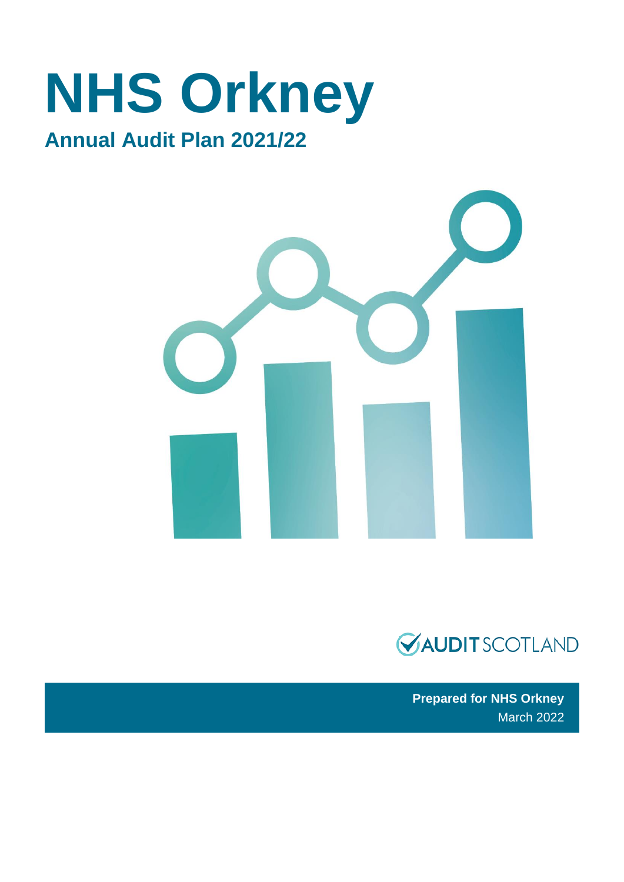# NHS Orkney

## Annual Audit Plan 2021/22

AUDIT SCOTLAND

**Prepared for NHS Orkney**
March 2022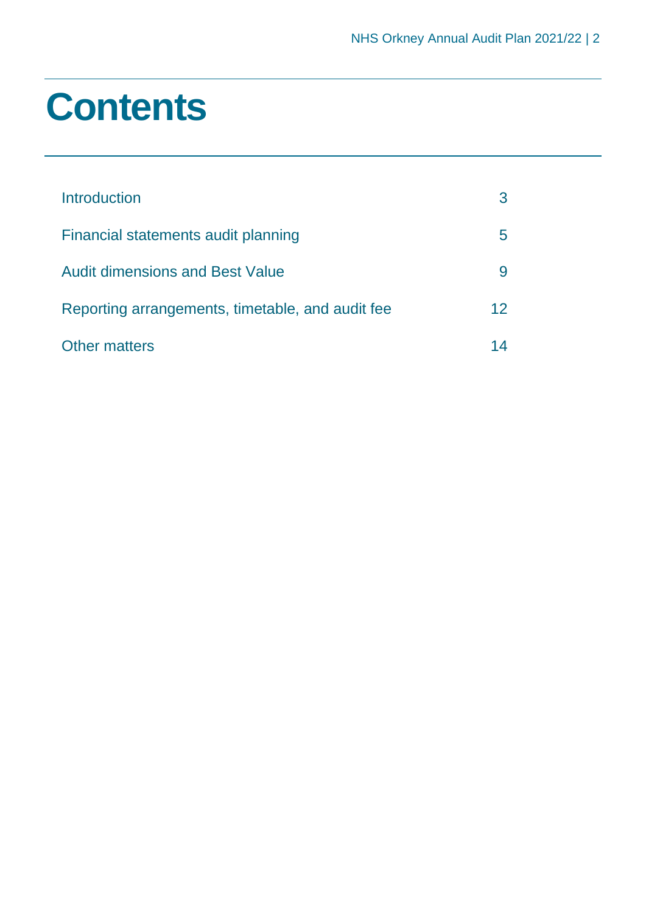# Contents

| | |
|---|---|
| Introduction | 3 |
| Financial statements audit planning | 5 |
| Audit dimensions and Best Value | 9 |
| Reporting arrangements, timetable, and audit fee | 12 |
| Other matters | 14 |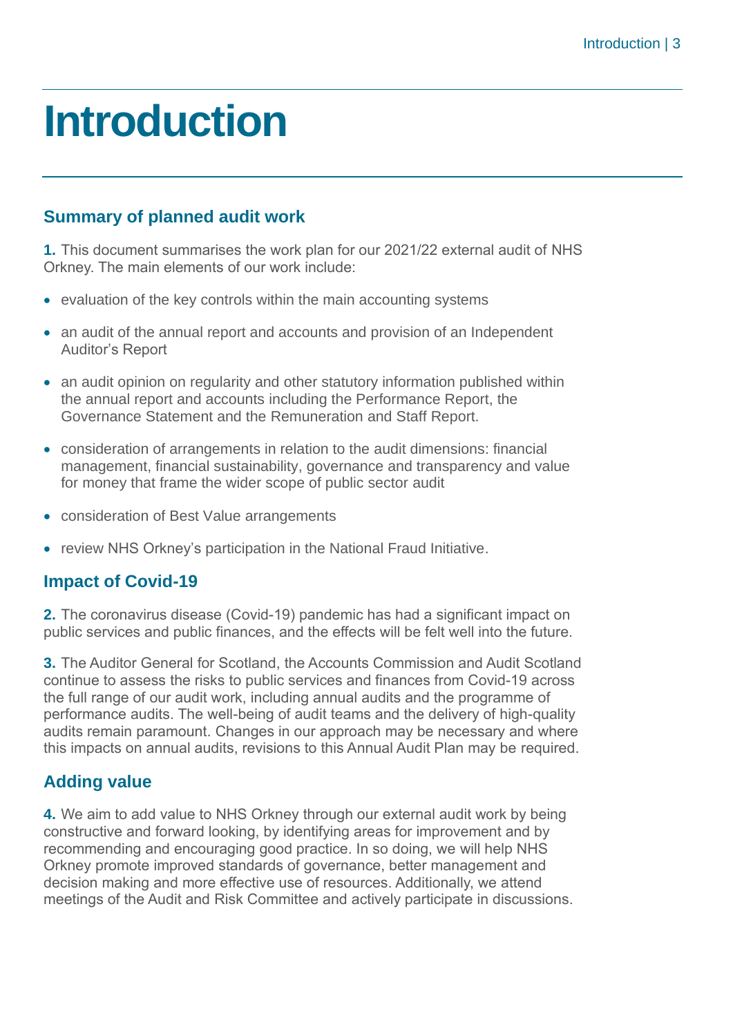# Introduction

## Summary of planned audit work

**1.** This document summarises the work plan for our 2021/22 external audit of NHS Orkney. The main elements of our work include:

- evaluation of the key controls within the main accounting systems
- an audit of the annual report and accounts and provision of an Independent Auditor's Report
- an audit opinion on regularity and other statutory information published within the annual report and accounts including the Performance Report, the Governance Statement and the Remuneration and Staff Report.
- consideration of arrangements in relation to the audit dimensions: financial management, financial sustainability, governance and transparency and value for money that frame the wider scope of public sector audit
- consideration of Best Value arrangements
- review NHS Orkney's participation in the National Fraud Initiative.

## Impact of Covid-19

**2.** The coronavirus disease (Covid-19) pandemic has had a significant impact on public services and public finances, and the effects will be felt well into the future.

**3.** The Auditor General for Scotland, the Accounts Commission and Audit Scotland continue to assess the risks to public services and finances from Covid-19 across the full range of our audit work, including annual audits and the programme of performance audits. The well-being of audit teams and the delivery of high-quality audits remain paramount. Changes in our approach may be necessary and where this impacts on annual audits, revisions to this Annual Audit Plan may be required.

## Adding value

**4.** We aim to add value to NHS Orkney through our external audit work by being constructive and forward looking, by identifying areas for improvement and by recommending and encouraging good practice. In so doing, we will help NHS Orkney promote improved standards of governance, better management and decision making and more effective use of resources. Additionally, we attend meetings of the Audit and Risk Committee and actively participate in discussions.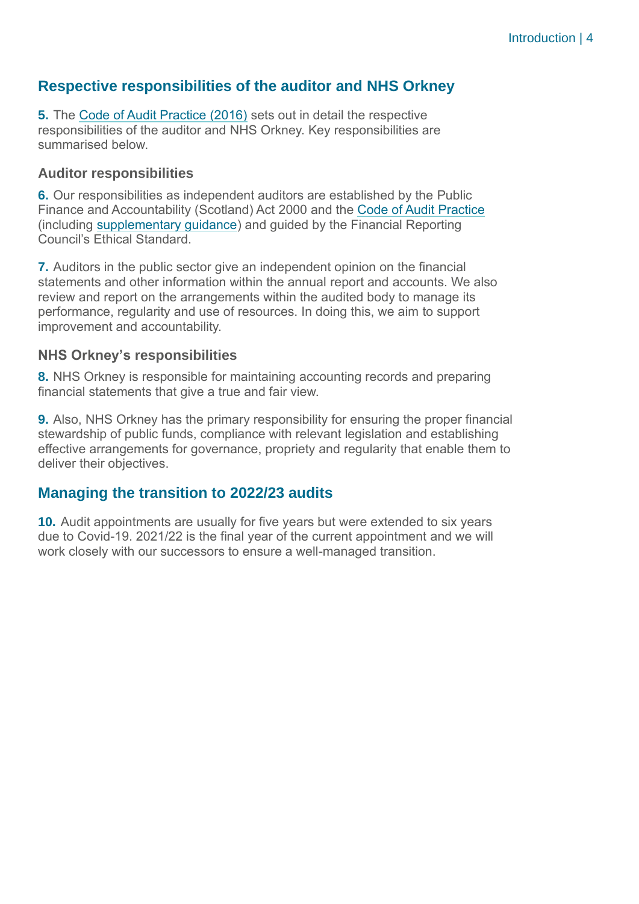## Respective responsibilities of the auditor and NHS Orkney

**5.** The Code of Audit Practice (2016) sets out in detail the respective responsibilities of the auditor and NHS Orkney. Key responsibilities are summarised below.

### Auditor responsibilities

**6.** Our responsibilities as independent auditors are established by the Public Finance and Accountability (Scotland) Act 2000 and the Code of Audit Practice (including supplementary guidance) and guided by the Financial Reporting Council's Ethical Standard.

**7.** Auditors in the public sector give an independent opinion on the financial statements and other information within the annual report and accounts. We also review and report on the arrangements within the audited body to manage its performance, regularity and use of resources. In doing this, we aim to support improvement and accountability.

### NHS Orkney's responsibilities

**8.** NHS Orkney is responsible for maintaining accounting records and preparing financial statements that give a true and fair view.

**9.** Also, NHS Orkney has the primary responsibility for ensuring the proper financial stewardship of public funds, compliance with relevant legislation and establishing effective arrangements for governance, propriety and regularity that enable them to deliver their objectives.

## Managing the transition to 2022/23 audits

**10.** Audit appointments are usually for five years but were extended to six years due to Covid-19. 2021/22 is the final year of the current appointment and we will work closely with our successors to ensure a well-managed transition.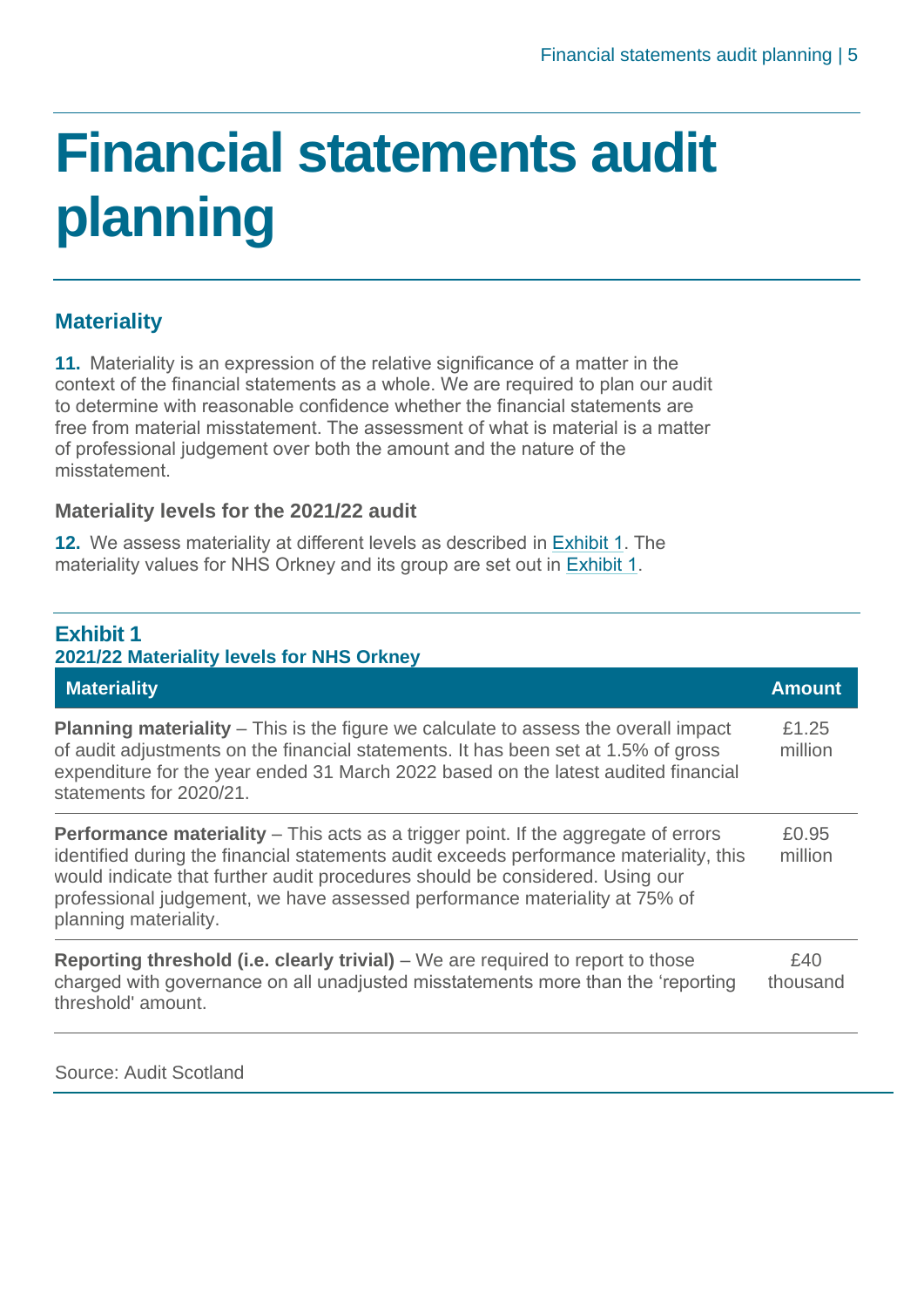# Financial statements audit planning

## Materiality

**11.** Materiality is an expression of the relative significance of a matter in the context of the financial statements as a whole. We are required to plan our audit to determine with reasonable confidence whether the financial statements are free from material misstatement. The assessment of what is material is a matter of professional judgement over both the amount and the nature of the misstatement.

### Materiality levels for the 2021/22 audit

**12.** We assess materiality at different levels as described in Exhibit 1. The materiality values for NHS Orkney and its group are set out in Exhibit 1.

**Exhibit 1**
**2021/22 Materiality levels for NHS Orkney**

| Materiality | Amount |
|---|---|
| **Planning materiality** – This is the figure we calculate to assess the overall impact of audit adjustments on the financial statements. It has been set at 1.5% of gross expenditure for the year ended 31 March 2022 based on the latest audited financial statements for 2020/21. | £1.25 million |
| **Performance materiality** – This acts as a trigger point. If the aggregate of errors identified during the financial statements audit exceeds performance materiality, this would indicate that further audit procedures should be considered. Using our professional judgement, we have assessed performance materiality at 75% of planning materiality. | £0.95 million |
| **Reporting threshold (i.e. clearly trivial)** – We are required to report to those charged with governance on all unadjusted misstatements more than the 'reporting threshold' amount. | £40 thousand |

Source: Audit Scotland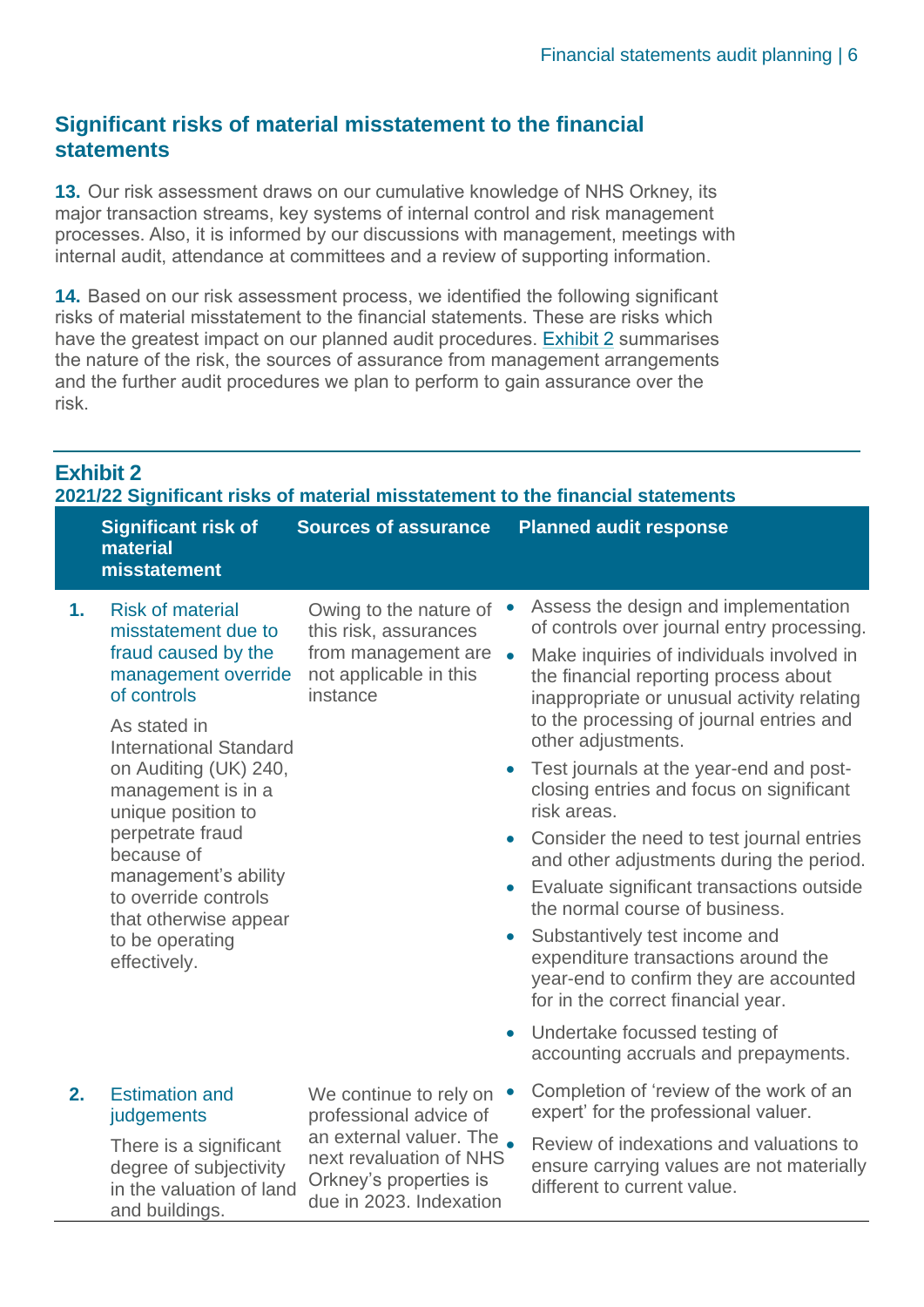## Significant risks of material misstatement to the financial statements

**13.** Our risk assessment draws on our cumulative knowledge of NHS Orkney, its major transaction streams, key systems of internal control and risk management processes. Also, it is informed by our discussions with management, meetings with internal audit, attendance at committees and a review of supporting information.

**14.** Based on our risk assessment process, we identified the following significant risks of material misstatement to the financial statements. These are risks which have the greatest impact on our planned audit procedures. Exhibit 2 summarises the nature of the risk, the sources of assurance from management arrangements and the further audit procedures we plan to perform to gain assurance over the risk.

**Exhibit 2**
**2021/22 Significant risks of material misstatement to the financial statements**

| | Significant risk of material misstatement | Sources of assurance | Planned audit response |
|---|---|---|---|
| **1.** | Risk of material misstatement due to fraud caused by the management override of controls<br><br>As stated in International Standard on Auditing (UK) 240, management is in a unique position to perpetrate fraud because of management's ability to override controls that otherwise appear to be operating effectively. | Owing to the nature of this risk, assurances from management are not applicable in this instance | • Assess the design and implementation of controls over journal entry processing.<br>• Make inquiries of individuals involved in the financial reporting process about inappropriate or unusual activity relating to the processing of journal entries and other adjustments.<br>• Test journals at the year-end and post-closing entries and focus on significant risk areas.<br>• Consider the need to test journal entries and other adjustments during the period.<br>• Evaluate significant transactions outside the normal course of business.<br>• Substantively test income and expenditure transactions around the year-end to confirm they are accounted for in the correct financial year.<br>• Undertake focussed testing of accounting accruals and prepayments. |
| **2.** | Estimation and judgements<br><br>There is a significant degree of subjectivity in the valuation of land and buildings. | We continue to rely on professional advice of an external valuer. The next revaluation of NHS Orkney's properties is due in 2023. Indexation | • Completion of 'review of the work of an expert' for the professional valuer.<br>• Review of indexations and valuations to ensure carrying values are not materially different to current value. |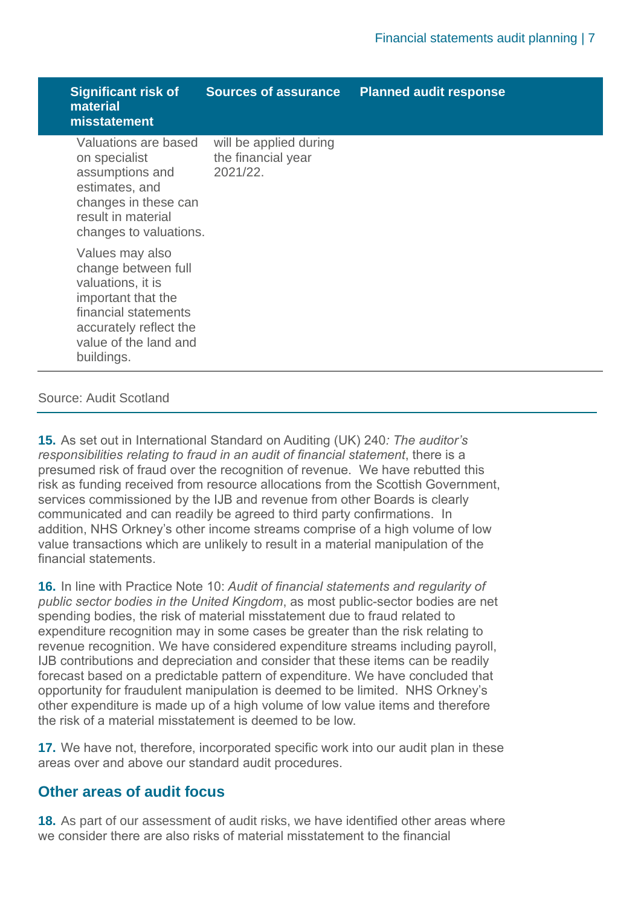| Significant risk of material misstatement | Sources of assurance | Planned audit response |
|---|---|---|
| Valuations are based on specialist assumptions and estimates, and changes in these can result in material changes to valuations.<br><br>Values may also change between full valuations, it is important that the financial statements accurately reflect the value of the land and buildings. | will be applied during the financial year 2021/22. | |

Source: Audit Scotland

**15.** As set out in International Standard on Auditing (UK) 240*: The auditor's responsibilities relating to fraud in an audit of financial statement*, there is a presumed risk of fraud over the recognition of revenue. We have rebutted this risk as funding received from resource allocations from the Scottish Government, services commissioned by the IJB and revenue from other Boards is clearly communicated and can readily be agreed to third party confirmations. In addition, NHS Orkney's other income streams comprise of a high volume of low value transactions which are unlikely to result in a material manipulation of the financial statements.

**16.** In line with Practice Note 10: *Audit of financial statements and regularity of public sector bodies in the United Kingdom*, as most public-sector bodies are net spending bodies, the risk of material misstatement due to fraud related to expenditure recognition may in some cases be greater than the risk relating to revenue recognition. We have considered expenditure streams including payroll, IJB contributions and depreciation and consider that these items can be readily forecast based on a predictable pattern of expenditure. We have concluded that opportunity for fraudulent manipulation is deemed to be limited. NHS Orkney's other expenditure is made up of a high volume of low value items and therefore the risk of a material misstatement is deemed to be low.

**17.** We have not, therefore, incorporated specific work into our audit plan in these areas over and above our standard audit procedures.

## Other areas of audit focus

**18.** As part of our assessment of audit risks, we have identified other areas where we consider there are also risks of material misstatement to the financial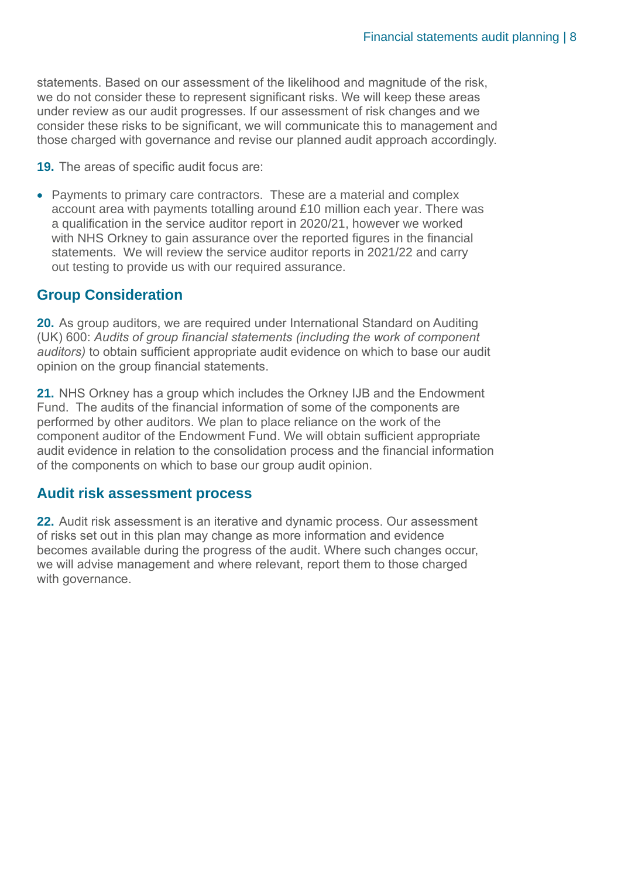statements. Based on our assessment of the likelihood and magnitude of the risk, we do not consider these to represent significant risks. We will keep these areas under review as our audit progresses. If our assessment of risk changes and we consider these risks to be significant, we will communicate this to management and those charged with governance and revise our planned audit approach accordingly.

**19.** The areas of specific audit focus are:

- Payments to primary care contractors. These are a material and complex account area with payments totalling around £10 million each year. There was a qualification in the service auditor report in 2020/21, however we worked with NHS Orkney to gain assurance over the reported figures in the financial statements. We will review the service auditor reports in 2021/22 and carry out testing to provide us with our required assurance.

## Group Consideration

**20.** As group auditors, we are required under International Standard on Auditing (UK) 600: *Audits of group financial statements (including the work of component auditors)* to obtain sufficient appropriate audit evidence on which to base our audit opinion on the group financial statements.

**21.** NHS Orkney has a group which includes the Orkney IJB and the Endowment Fund. The audits of the financial information of some of the components are performed by other auditors. We plan to place reliance on the work of the component auditor of the Endowment Fund. We will obtain sufficient appropriate audit evidence in relation to the consolidation process and the financial information of the components on which to base our group audit opinion.

## Audit risk assessment process

**22.** Audit risk assessment is an iterative and dynamic process. Our assessment of risks set out in this plan may change as more information and evidence becomes available during the progress of the audit. Where such changes occur, we will advise management and where relevant, report them to those charged with governance.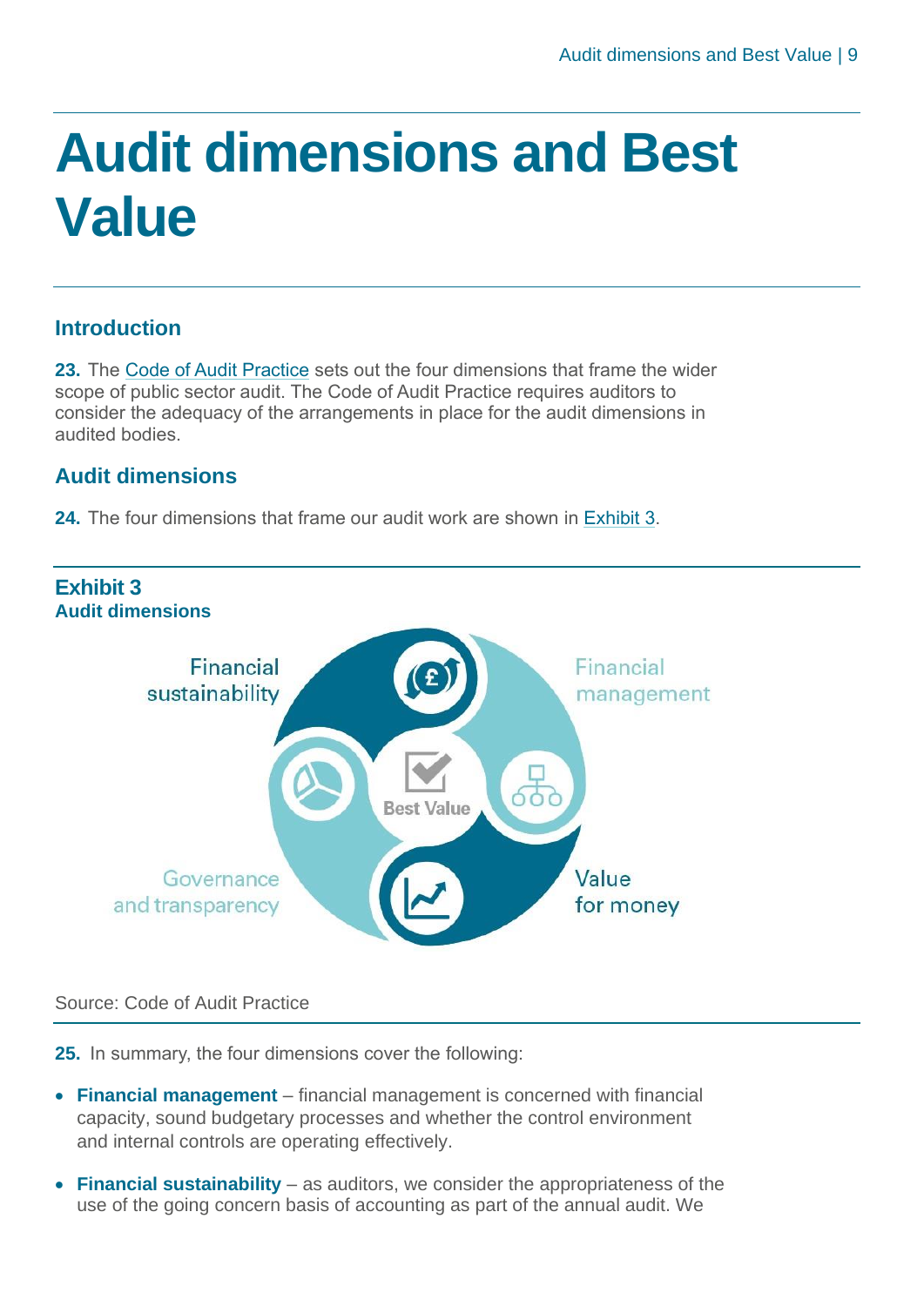# Audit dimensions and Best Value

## Introduction

**23.** The Code of Audit Practice sets out the four dimensions that frame the wider scope of public sector audit. The Code of Audit Practice requires auditors to consider the adequacy of the arrangements in place for the audit dimensions in audited bodies.

## Audit dimensions

**24.** The four dimensions that frame our audit work are shown in Exhibit 3.

**Exhibit 3**
**Audit dimensions**

Financial sustainability

Financial management

Best Value

Governance and transparency

Value for money

Source: Code of Audit Practice

**25.** In summary, the four dimensions cover the following:

- **Financial management** – financial management is concerned with financial capacity, sound budgetary processes and whether the control environment and internal controls are operating effectively.
- **Financial sustainability** – as auditors, we consider the appropriateness of the use of the going concern basis of accounting as part of the annual audit. We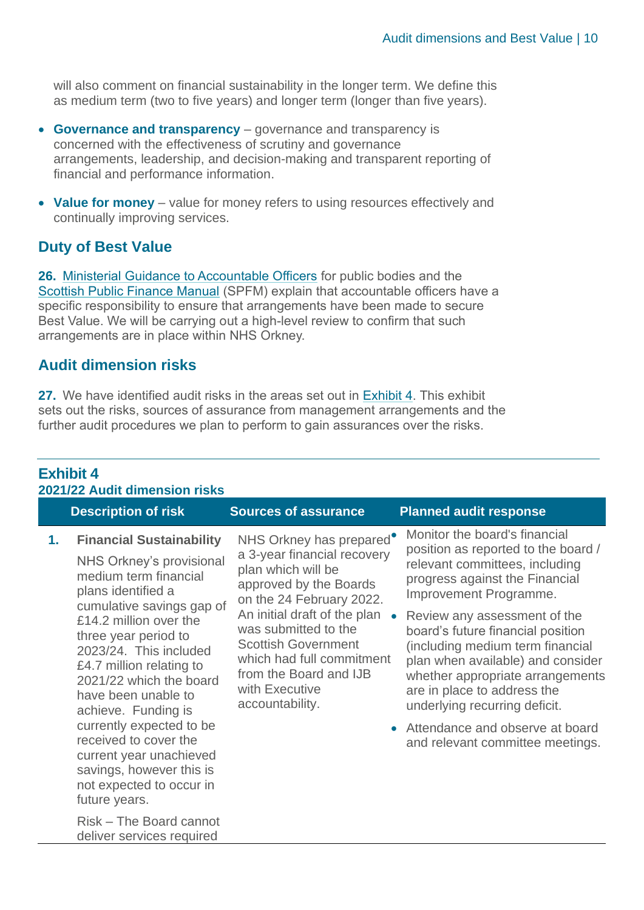will also comment on financial sustainability in the longer term. We define this as medium term (two to five years) and longer term (longer than five years).

- **Governance and transparency** – governance and transparency is concerned with the effectiveness of scrutiny and governance arrangements, leadership, and decision-making and transparent reporting of financial and performance information.
- **Value for money** – value for money refers to using resources effectively and continually improving services.

## Duty of Best Value

**26.** Ministerial Guidance to Accountable Officers for public bodies and the Scottish Public Finance Manual (SPFM) explain that accountable officers have a specific responsibility to ensure that arrangements have been made to secure Best Value. We will be carrying out a high-level review to confirm that such arrangements are in place within NHS Orkney.

## Audit dimension risks

**27.** We have identified audit risks in the areas set out in Exhibit 4. This exhibit sets out the risks, sources of assurance from management arrangements and the further audit procedures we plan to perform to gain assurances over the risks.

### Exhibit 4
**2021/22 Audit dimension risks**

| | Description of risk | Sources of assurance | Planned audit response |
|---|---|---|---|
| **1.** | **Financial Sustainability**<br><br>NHS Orkney's provisional medium term financial plans identified a cumulative savings gap of £14.2 million over the three year period to 2023/24. This included £4.7 million relating to 2021/22 which the board have been unable to achieve. Funding is currently expected to be received to cover the current year unachieved savings, however this is not expected to occur in future years.<br><br>Risk – The Board cannot deliver services required | NHS Orkney has prepared a 3-year financial recovery plan which will be approved by the Boards on the 24 February 2022. An initial draft of the plan was submitted to the Scottish Government which had full commitment from the Board and IJB with Executive accountability. | • Monitor the board's financial position as reported to the board / relevant committees, including progress against the Financial Improvement Programme.<br><br>• Review any assessment of the board's future financial position (including medium term financial plan when available) and consider whether appropriate arrangements are in place to address the underlying recurring deficit.<br><br>• Attendance and observe at board and relevant committee meetings. |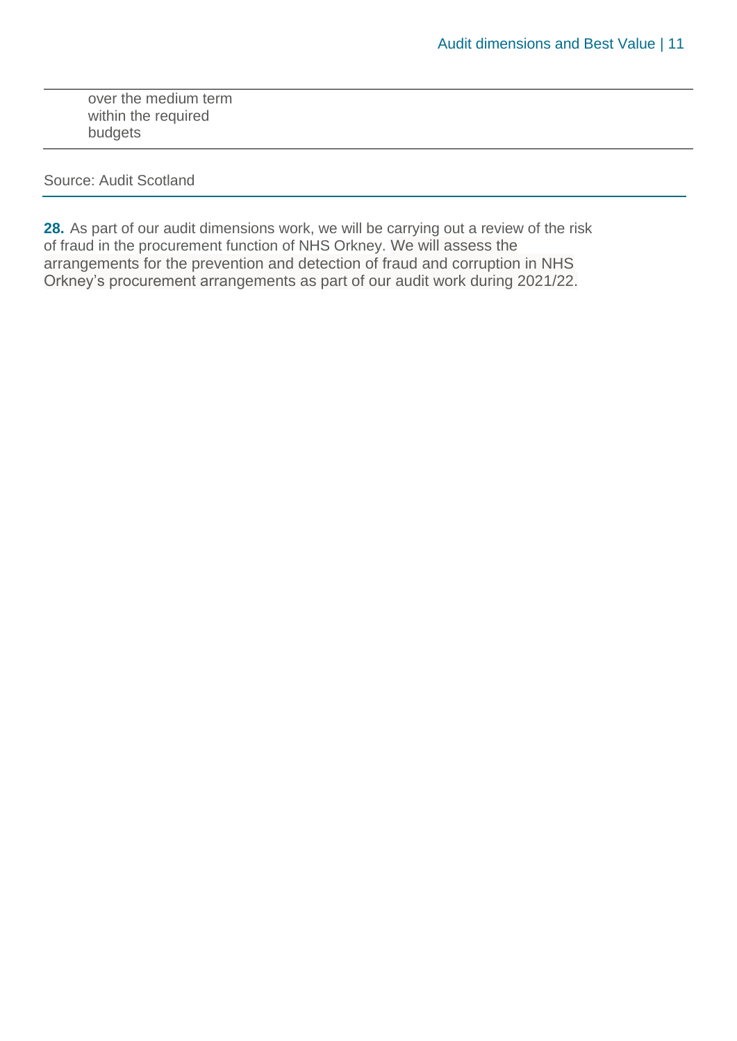| |
|---|
| over the medium term within the required budgets |

Source: Audit Scotland

**28.** As part of our audit dimensions work, we will be carrying out a review of the risk of fraud in the procurement function of NHS Orkney. We will assess the arrangements for the prevention and detection of fraud and corruption in NHS Orkney's procurement arrangements as part of our audit work during 2021/22.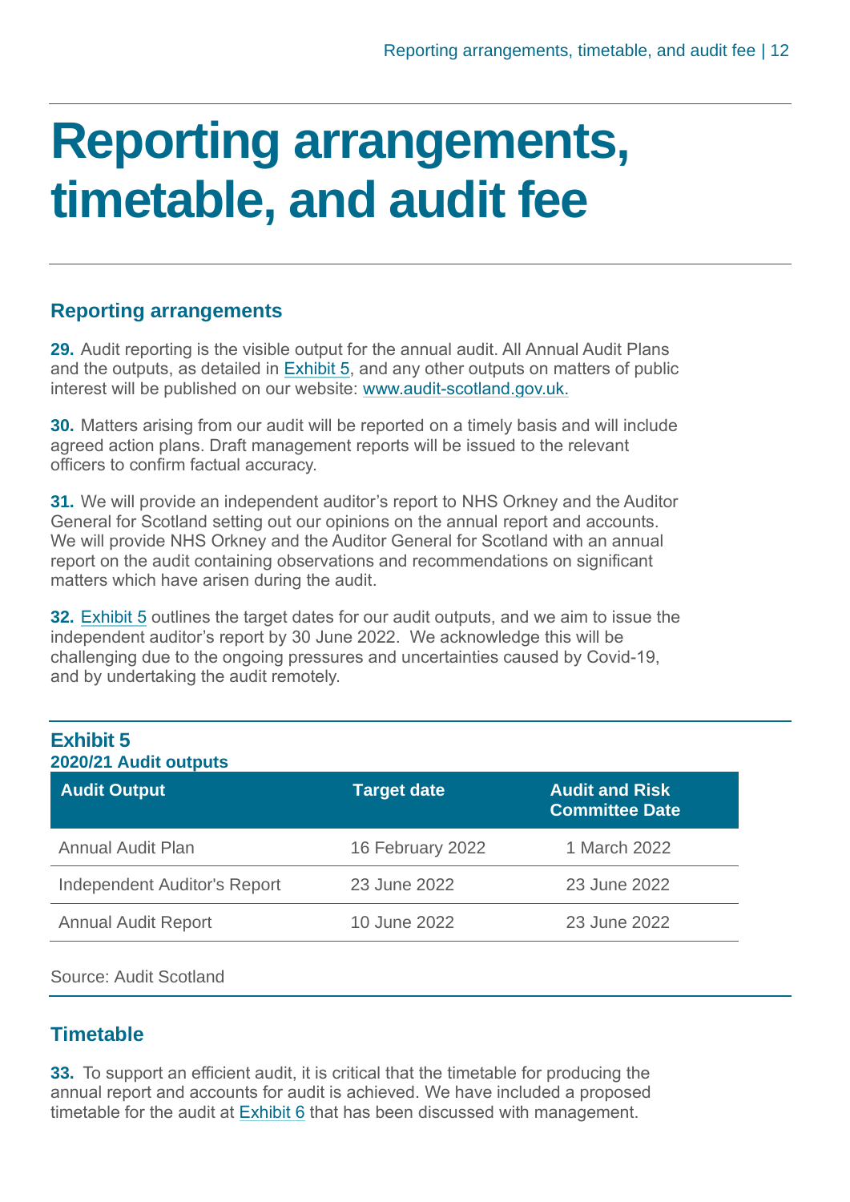# Reporting arrangements, timetable, and audit fee

## Reporting arrangements

**29.** Audit reporting is the visible output for the annual audit. All Annual Audit Plans and the outputs, as detailed in Exhibit 5, and any other outputs on matters of public interest will be published on our website: www.audit-scotland.gov.uk.

**30.** Matters arising from our audit will be reported on a timely basis and will include agreed action plans. Draft management reports will be issued to the relevant officers to confirm factual accuracy.

**31.** We will provide an independent auditor's report to NHS Orkney and the Auditor General for Scotland setting out our opinions on the annual report and accounts. We will provide NHS Orkney and the Auditor General for Scotland with an annual report on the audit containing observations and recommendations on significant matters which have arisen during the audit.

**32.** Exhibit 5 outlines the target dates for our audit outputs, and we aim to issue the independent auditor's report by 30 June 2022. We acknowledge this will be challenging due to the ongoing pressures and uncertainties caused by Covid-19, and by undertaking the audit remotely.

**Exhibit 5**
**2020/21 Audit outputs**

| Audit Output | Target date | Audit and Risk Committee Date |
| --- | --- | --- |
| Annual Audit Plan | 16 February 2022 | 1 March 2022 |
| Independent Auditor's Report | 23 June 2022 | 23 June 2022 |
| Annual Audit Report | 10 June 2022 | 23 June 2022 |

Source: Audit Scotland

## Timetable

**33.** To support an efficient audit, it is critical that the timetable for producing the annual report and accounts for audit is achieved. We have included a proposed timetable for the audit at Exhibit 6 that has been discussed with management.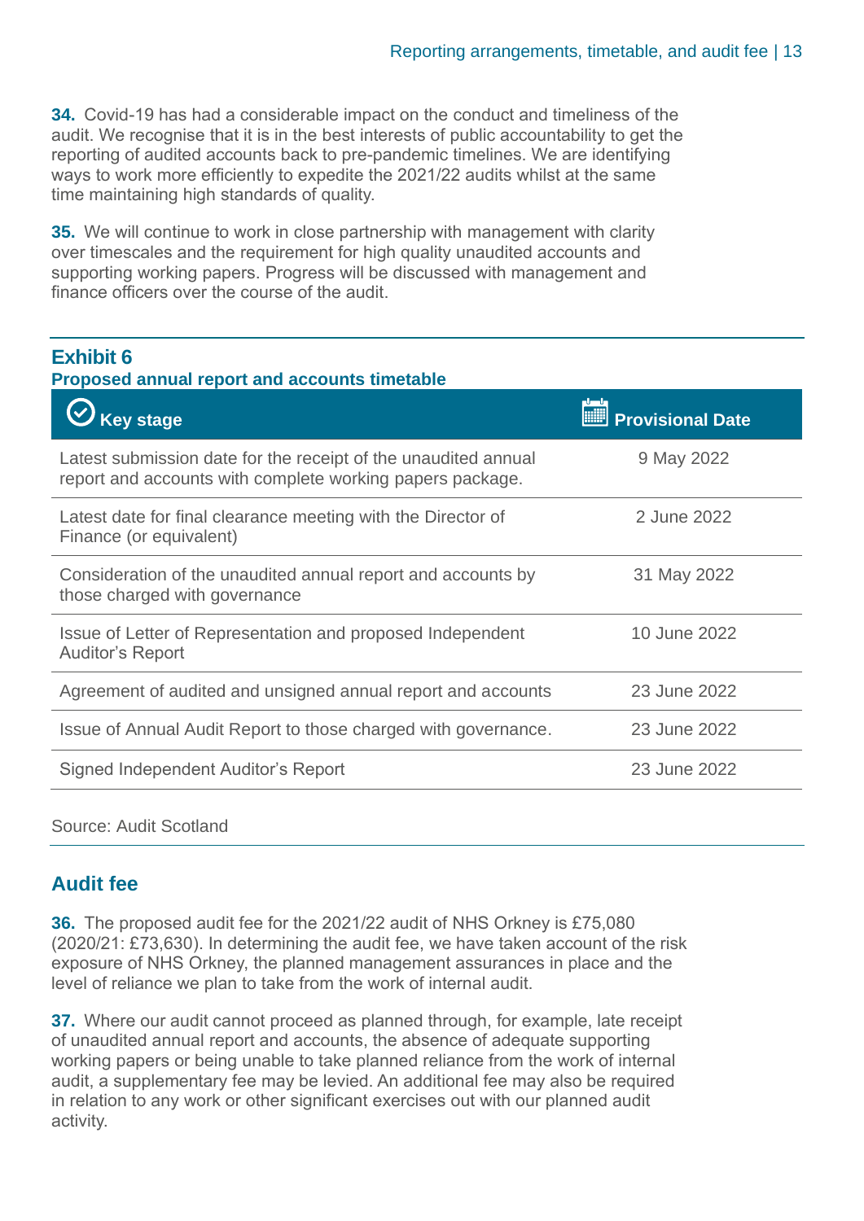**34.** Covid-19 has had a considerable impact on the conduct and timeliness of the audit. We recognise that it is in the best interests of public accountability to get the reporting of audited accounts back to pre-pandemic timelines. We are identifying ways to work more efficiently to expedite the 2021/22 audits whilst at the same time maintaining high standards of quality.

**35.** We will continue to work in close partnership with management with clarity over timescales and the requirement for high quality unaudited accounts and supporting working papers. Progress will be discussed with management and finance officers over the course of the audit.

**Exhibit 6**
**Proposed annual report and accounts timetable**

| Key stage | Provisional Date |
|---|---|
| Latest submission date for the receipt of the unaudited annual report and accounts with complete working papers package. | 9 May 2022 |
| Latest date for final clearance meeting with the Director of Finance (or equivalent) | 2 June 2022 |
| Consideration of the unaudited annual report and accounts by those charged with governance | 31 May 2022 |
| Issue of Letter of Representation and proposed Independent Auditor's Report | 10 June 2022 |
| Agreement of audited and unsigned annual report and accounts | 23 June 2022 |
| Issue of Annual Audit Report to those charged with governance. | 23 June 2022 |
| Signed Independent Auditor's Report | 23 June 2022 |

Source: Audit Scotland

## Audit fee

**36.** The proposed audit fee for the 2021/22 audit of NHS Orkney is £75,080 (2020/21: £73,630). In determining the audit fee, we have taken account of the risk exposure of NHS Orkney, the planned management assurances in place and the level of reliance we plan to take from the work of internal audit.

**37.** Where our audit cannot proceed as planned through, for example, late receipt of unaudited annual report and accounts, the absence of adequate supporting working papers or being unable to take planned reliance from the work of internal audit, a supplementary fee may be levied. An additional fee may also be required in relation to any work or other significant exercises out with our planned audit activity.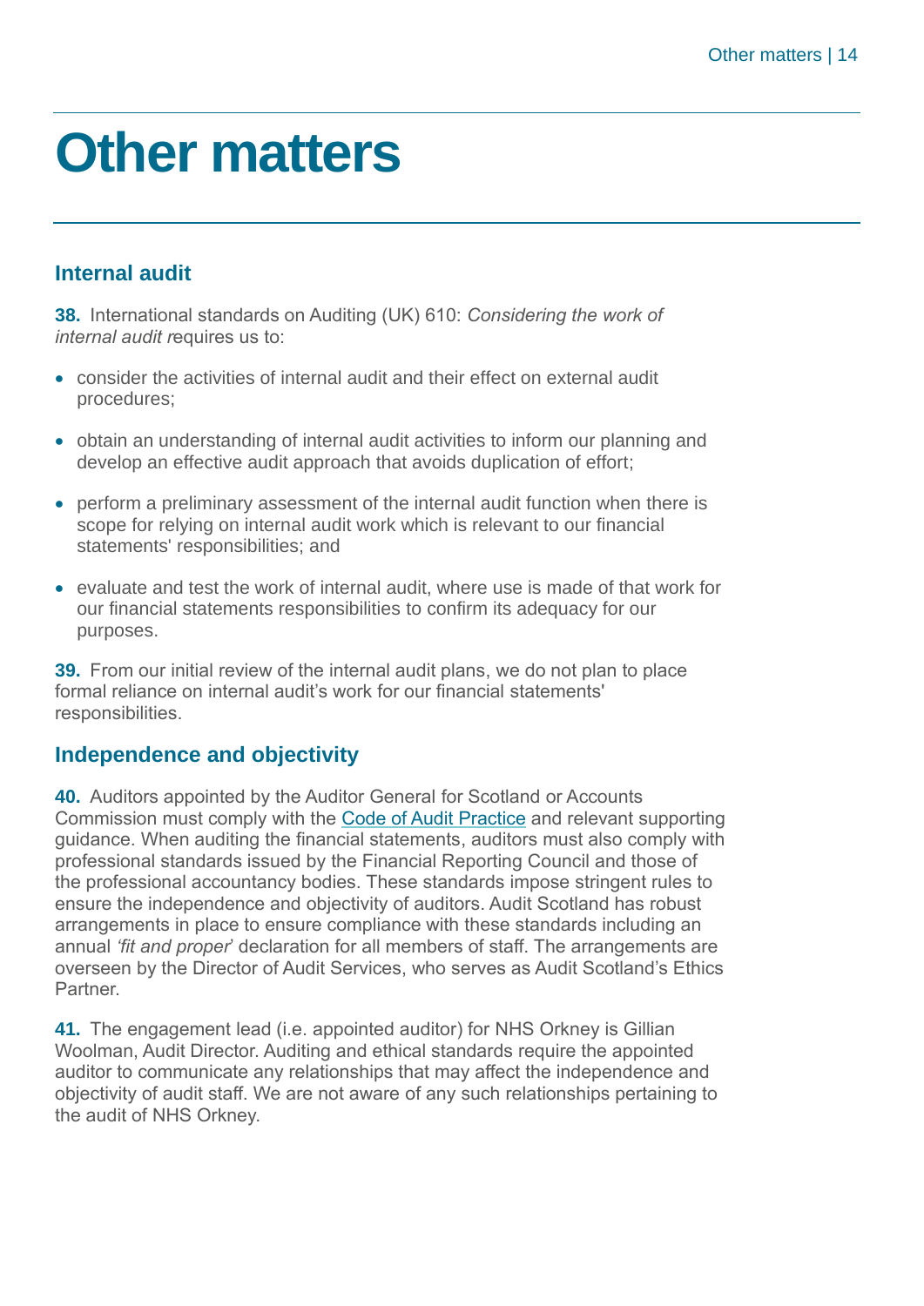# Other matters

## Internal audit

**38.** International standards on Auditing (UK) 610: *Considering the work of internal audit r*equires us to:

- consider the activities of internal audit and their effect on external audit procedures;
- obtain an understanding of internal audit activities to inform our planning and develop an effective audit approach that avoids duplication of effort;
- perform a preliminary assessment of the internal audit function when there is scope for relying on internal audit work which is relevant to our financial statements' responsibilities; and
- evaluate and test the work of internal audit, where use is made of that work for our financial statements responsibilities to confirm its adequacy for our purposes.

**39.** From our initial review of the internal audit plans, we do not plan to place formal reliance on internal audit's work for our financial statements' responsibilities.

## Independence and objectivity

**40.** Auditors appointed by the Auditor General for Scotland or Accounts Commission must comply with the Code of Audit Practice and relevant supporting guidance. When auditing the financial statements, auditors must also comply with professional standards issued by the Financial Reporting Council and those of the professional accountancy bodies. These standards impose stringent rules to ensure the independence and objectivity of auditors. Audit Scotland has robust arrangements in place to ensure compliance with these standards including an annual *'fit and proper*' declaration for all members of staff. The arrangements are overseen by the Director of Audit Services, who serves as Audit Scotland's Ethics Partner.

**41.** The engagement lead (i.e. appointed auditor) for NHS Orkney is Gillian Woolman, Audit Director. Auditing and ethical standards require the appointed auditor to communicate any relationships that may affect the independence and objectivity of audit staff. We are not aware of any such relationships pertaining to the audit of NHS Orkney.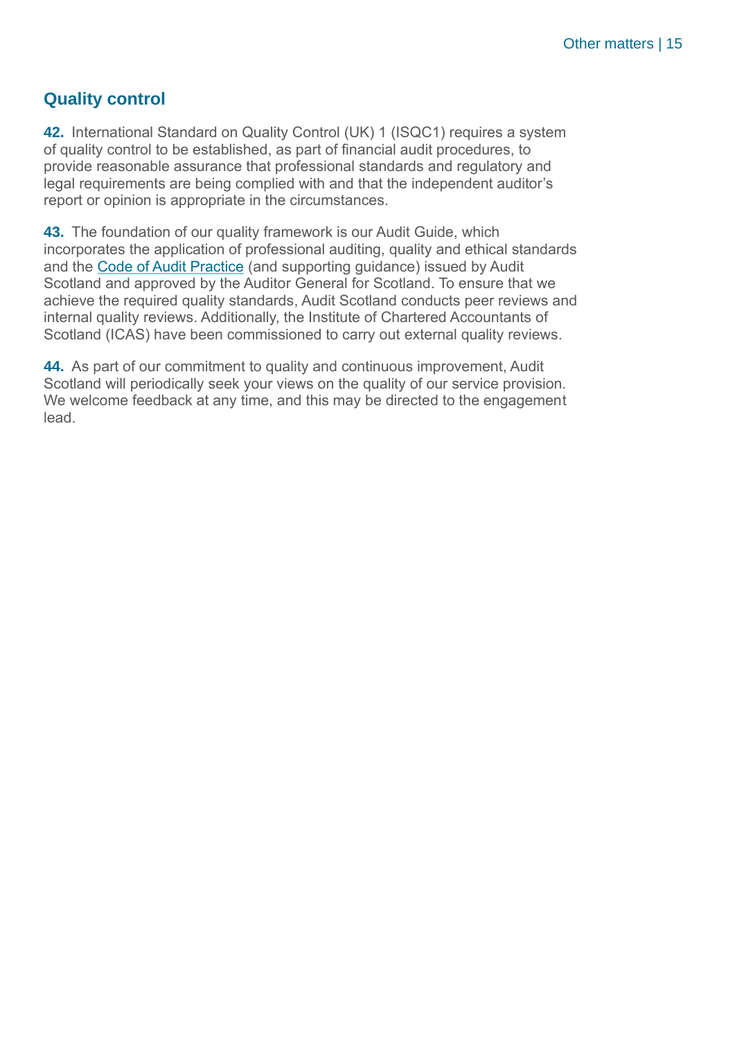## Quality control

**42.** International Standard on Quality Control (UK) 1 (ISQC1) requires a system of quality control to be established, as part of financial audit procedures, to provide reasonable assurance that professional standards and regulatory and legal requirements are being complied with and that the independent auditor's report or opinion is appropriate in the circumstances.

**43.** The foundation of our quality framework is our Audit Guide, which incorporates the application of professional auditing, quality and ethical standards and the Code of Audit Practice (and supporting guidance) issued by Audit Scotland and approved by the Auditor General for Scotland. To ensure that we achieve the required quality standards, Audit Scotland conducts peer reviews and internal quality reviews. Additionally, the Institute of Chartered Accountants of Scotland (ICAS) have been commissioned to carry out external quality reviews.

**44.** As part of our commitment to quality and continuous improvement, Audit Scotland will periodically seek your views on the quality of our service provision. We welcome feedback at any time, and this may be directed to the engagement lead.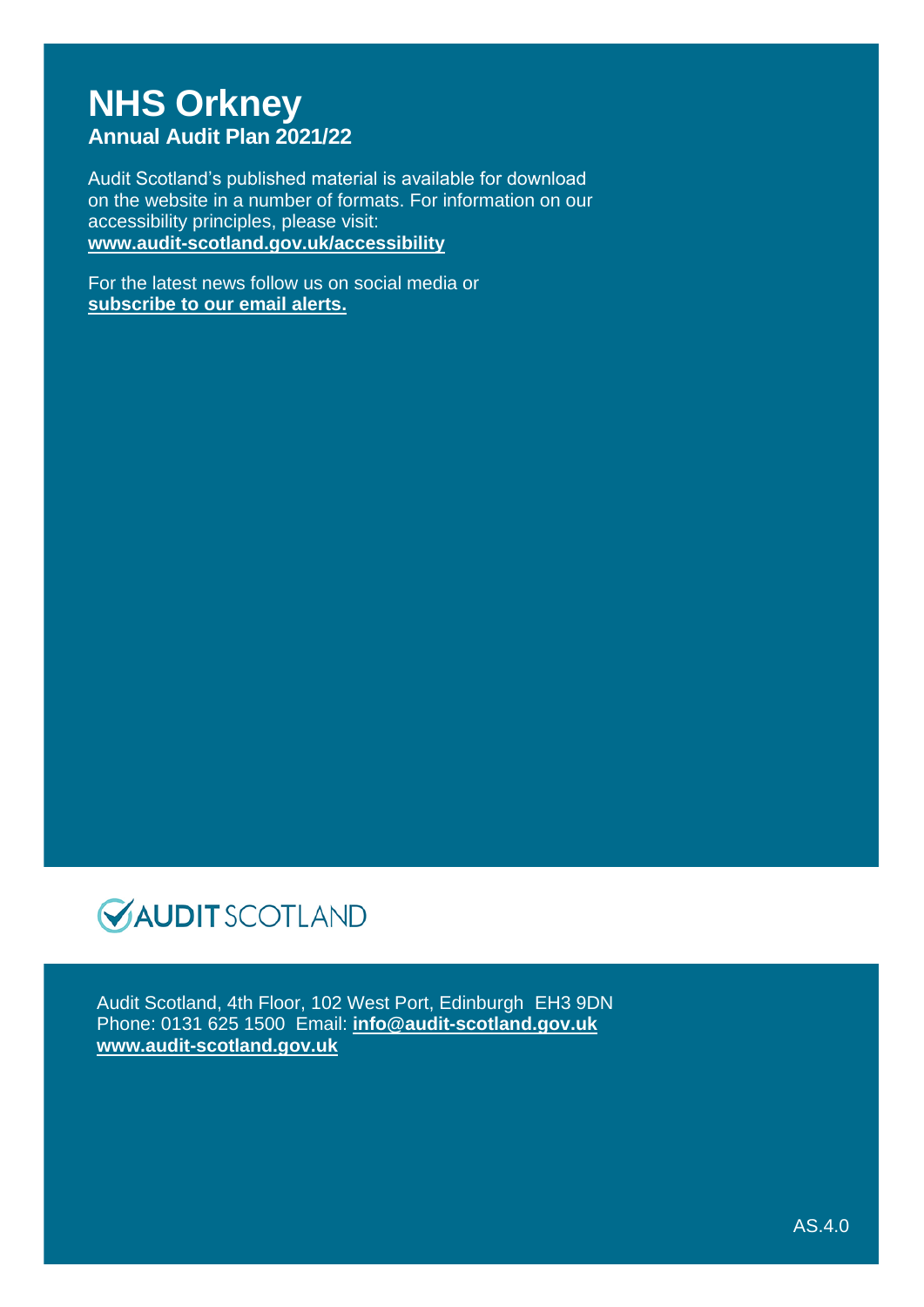# NHS Orkney

**Annual Audit Plan 2021/22**

Audit Scotland's published material is available for download on the website in a number of formats. For information on our accessibility principles, please visit:
**www.audit-scotland.gov.uk/accessibility**

For the latest news follow us on social media or **subscribe to our email alerts.**

AUDIT SCOTLAND

Audit Scotland, 4th Floor, 102 West Port, Edinburgh EH3 9DN
Phone: 0131 625 1500 Email: **info@audit-scotland.gov.uk**
**www.audit-scotland.gov.uk**

AS.4.0